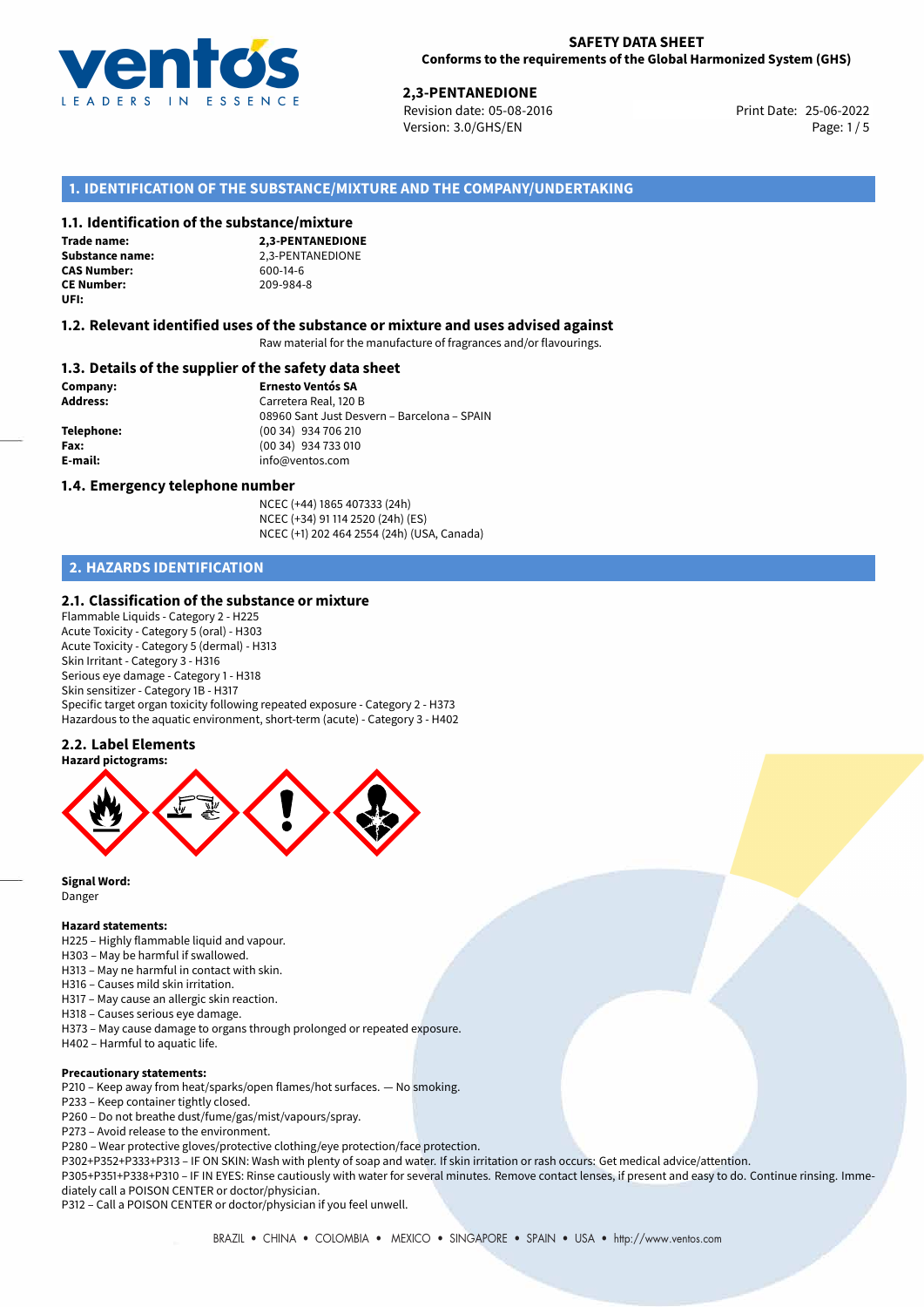# SAFETY DATA SHEET

**Conforms to the requirements of the Global Harmonized System (GHS)**

**2,3-PENTANEDIONE**

Revision date: 05-08-2016
Version: 3.0/GHS/EN

Print Date: 25-06-2022

## 1. IDENTIFICATION OF THE SUBSTANCE/MIXTURE AND THE COMPANY/UNDERTAKING

### 1.1. Identification of the substance/mixture

| | |
|---|---|
| **Trade name:** | **2,3-PENTANEDIONE** |
| **Substance name:** | 2,3-PENTANEDIONE |
| **CAS Number:** | 600-14-6 |
| **CE Number:** | 209-984-8 |
| **UFI:** | |

### 1.2. Relevant identified uses of the substance or mixture and uses advised against

Raw material for the manufacture of fragrances and/or flavourings.

### 1.3. Details of the supplier of the safety data sheet

| | |
|---|---|
| **Company:** | **Ernesto Ventós SA** |
| **Address:** | Carretera Real, 120 B<br>08960 Sant Just Desvern – Barcelona – SPAIN |
| **Telephone:** | (00 34) 934 706 210 |
| **Fax:** | (00 34) 934 733 010 |
| **E-mail:** | info@ventos.com |

### 1.4. Emergency telephone number

NCEC (+44) 1865 407333 (24h)
NCEC (+34) 91 114 2520 (24h) (ES)
NCEC (+1) 202 464 2554 (24h) (USA, Canada)

## 2. HAZARDS IDENTIFICATION

### 2.1. Classification of the substance or mixture

Flammable Liquids - Category 2 - H225
Acute Toxicity - Category 5 (oral) - H303
Acute Toxicity - Category 5 (dermal) - H313
Skin Irritant - Category 3 - H316
Serious eye damage - Category 1 - H318
Skin sensitizer - Category 1B - H317
Specific target organ toxicity following repeated exposure - Category 2 - H373
Hazardous to the aquatic environment, short-term (acute) - Category 3 - H402

### 2.2. Label Elements

**Hazard pictograms:**

**Signal Word:**
Danger

**Hazard statements:**

H225 – Highly flammable liquid and vapour.
H303 – May be harmful if swallowed.
H313 – May ne harmful in contact with skin.
H316 – Causes mild skin irritation.
H317 – May cause an allergic skin reaction.
H318 – Causes serious eye damage.
H373 – May cause damage to organs through prolonged or repeated exposure.
H402 – Harmful to aquatic life.

**Precautionary statements:**

P210 – Keep away from heat/sparks/open flames/hot surfaces. — No smoking.
P233 – Keep container tightly closed.
P260 – Do not breathe dust/fume/gas/mist/vapours/spray.
P273 – Avoid release to the environment.
P280 – Wear protective gloves/protective clothing/eye protection/face protection.
P302+P352+P333+P313 – IF ON SKIN: Wash with plenty of soap and water. If skin irritation or rash occurs: Get medical advice/attention.
P305+P351+P338+P310 – IF IN EYES: Rinse cautiously with water for several minutes. Remove contact lenses, if present and easy to do. Continue rinsing. Immediately call a POISON CENTER or doctor/physician.
P312 – Call a POISON CENTER or doctor/physician if you feel unwell.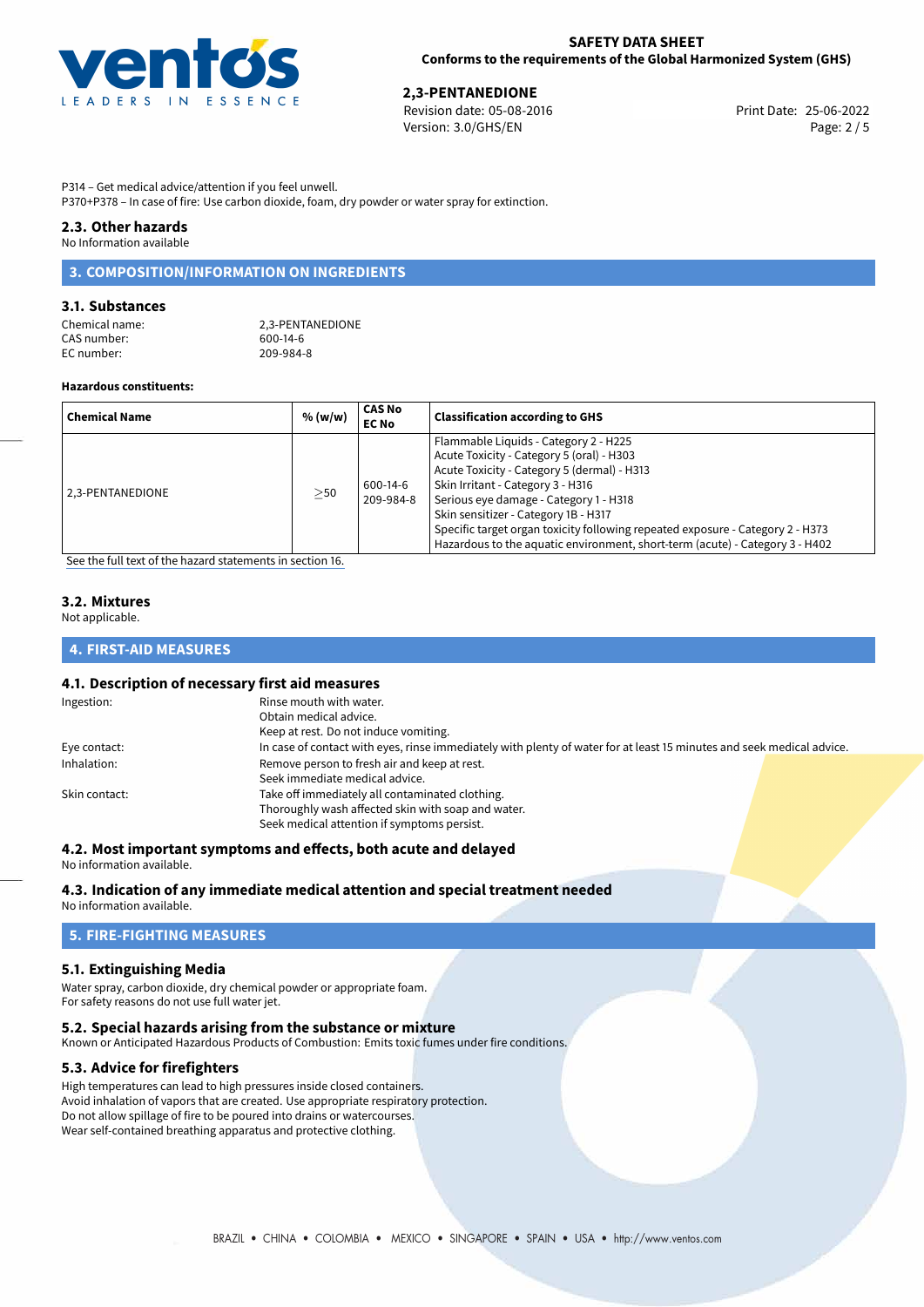P314 – Get medical advice/attention if you feel unwell.
P370+P378 – In case of fire: Use carbon dioxide, foam, dry powder or water spray for extinction.

### 2.3. Other hazards

No Information available

## 3. COMPOSITION/INFORMATION ON INGREDIENTS

### 3.1. Substances

| | |
|---|---|
| Chemical name: | 2,3-PENTANEDIONE |
| CAS number: | 600-14-6 |
| EC number: | 209-984-8 |

**Hazardous constituents:**

| Chemical Name | % (w/w) | CAS No EC No | Classification according to GHS |
|---|---|---|---|
| 2,3-PENTANEDIONE | ≥50 | 600-14-6 209-984-8 | Flammable Liquids - Category 2 - H225<br>Acute Toxicity - Category 5 (oral) - H303<br>Acute Toxicity - Category 5 (dermal) - H313<br>Skin Irritant - Category 3 - H316<br>Serious eye damage - Category 1 - H318<br>Skin sensitizer - Category 1B - H317<br>Specific target organ toxicity following repeated exposure - Category 2 - H373<br>Hazardous to the aquatic environment, short-term (acute) - Category 3 - H402 |

See the full text of the hazard statements in section 16.

### 3.2. Mixtures

Not applicable.

## 4. FIRST-AID MEASURES

### 4.1. Description of necessary first aid measures

| | |
|---|---|
| Ingestion: | Rinse mouth with water.<br>Obtain medical advice.<br>Keep at rest. Do not induce vomiting. |
| Eye contact: | In case of contact with eyes, rinse immediately with plenty of water for at least 15 minutes and seek medical advice. |
| Inhalation: | Remove person to fresh air and keep at rest.<br>Seek immediate medical advice. |
| Skin contact: | Take off immediately all contaminated clothing.<br>Thoroughly wash affected skin with soap and water.<br>Seek medical attention if symptoms persist. |

### 4.2. Most important symptoms and effects, both acute and delayed

No information available.

### 4.3. Indication of any immediate medical attention and special treatment needed

No information available.

## 5. FIRE-FIGHTING MEASURES

### 5.1. Extinguishing Media

Water spray, carbon dioxide, dry chemical powder or appropriate foam.
For safety reasons do not use full water jet.

### 5.2. Special hazards arising from the substance or mixture

Known or Anticipated Hazardous Products of Combustion: Emits toxic fumes under fire conditions.

### 5.3. Advice for firefighters

High temperatures can lead to high pressures inside closed containers.
Avoid inhalation of vapors that are created. Use appropriate respiratory protection.
Do not allow spillage of fire to be poured into drains or watercourses.
Wear self-contained breathing apparatus and protective clothing.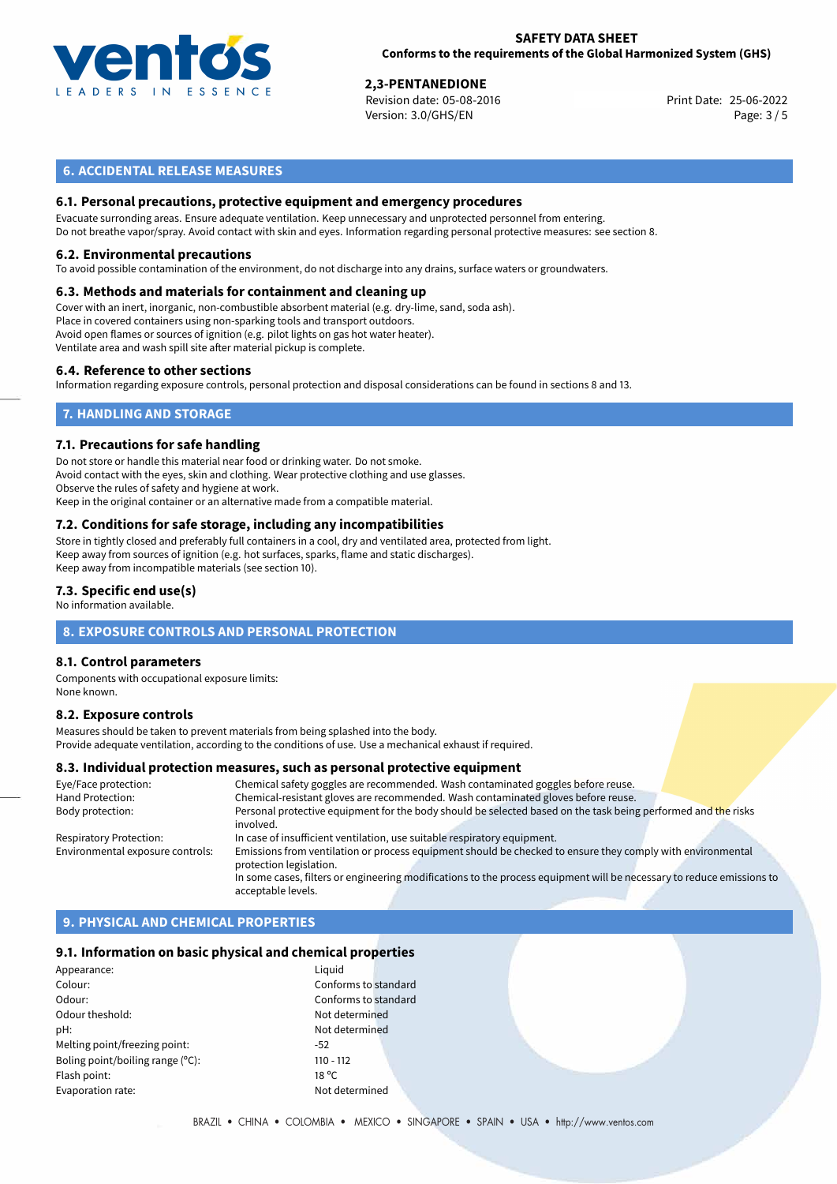## 6. ACCIDENTAL RELEASE MEASURES

### 6.1. Personal precautions, protective equipment and emergency procedures

Evacuate surronding areas. Ensure adequate ventilation. Keep unnecessary and unprotected personnel from entering.
Do not breathe vapor/spray. Avoid contact with skin and eyes. Information regarding personal protective measures: see section 8.

### 6.2. Environmental precautions

To avoid possible contamination of the environment, do not discharge into any drains, surface waters or groundwaters.

### 6.3. Methods and materials for containment and cleaning up

Cover with an inert, inorganic, non-combustible absorbent material (e.g. dry-lime, sand, soda ash).
Place in covered containers using non-sparking tools and transport outdoors.
Avoid open flames or sources of ignition (e.g. pilot lights on gas hot water heater).
Ventilate area and wash spill site after material pickup is complete.

### 6.4. Reference to other sections

Information regarding exposure controls, personal protection and disposal considerations can be found in sections 8 and 13.

## 7. HANDLING AND STORAGE

### 7.1. Precautions for safe handling

Do not store or handle this material near food or drinking water. Do not smoke.
Avoid contact with the eyes, skin and clothing. Wear protective clothing and use glasses.
Observe the rules of safety and hygiene at work.
Keep in the original container or an alternative made from a compatible material.

### 7.2. Conditions for safe storage, including any incompatibilities

Store in tightly closed and preferably full containers in a cool, dry and ventilated area, protected from light.
Keep away from sources of ignition (e.g. hot surfaces, sparks, flame and static discharges).
Keep away from incompatible materials (see section 10).

### 7.3. Specific end use(s)

No information available.

## 8. EXPOSURE CONTROLS AND PERSONAL PROTECTION

### 8.1. Control parameters

Components with occupational exposure limits:
None known.

### 8.2. Exposure controls

Measures should be taken to prevent materials from being splashed into the body.
Provide adequate ventilation, according to the conditions of use. Use a mechanical exhaust if required.

### 8.3. Individual protection measures, such as personal protective equipment

| | |
|---|---|
| Eye/Face protection: | Chemical safety goggles are recommended. Wash contaminated goggles before reuse. |
| Hand Protection: | Chemical-resistant gloves are recommended. Wash contaminated gloves before reuse. |
| Body protection: | Personal protective equipment for the body should be selected based on the task being performed and the risks involved. |
| Respiratory Protection: | In case of insufficient ventilation, use suitable respiratory equipment. |
| Environmental exposure controls: | Emissions from ventilation or process equipment should be checked to ensure they comply with environmental protection legislation. In some cases, filters or engineering modifications to the process equipment will be necessary to reduce emissions to acceptable levels. |

## 9. PHYSICAL AND CHEMICAL PROPERTIES

### 9.1. Information on basic physical and chemical properties

| | |
|---|---|
| Appearance: | Liquid |
| Colour: | Conforms to standard |
| Odour: | Conforms to standard |
| Odour theshold: | Not determined |
| pH: | Not determined |
| Melting point/freezing point: | -52 |
| Boling point/boiling range (°C): | 110 - 112 |
| Flash point: | 18 °C |
| Evaporation rate: | Not determined |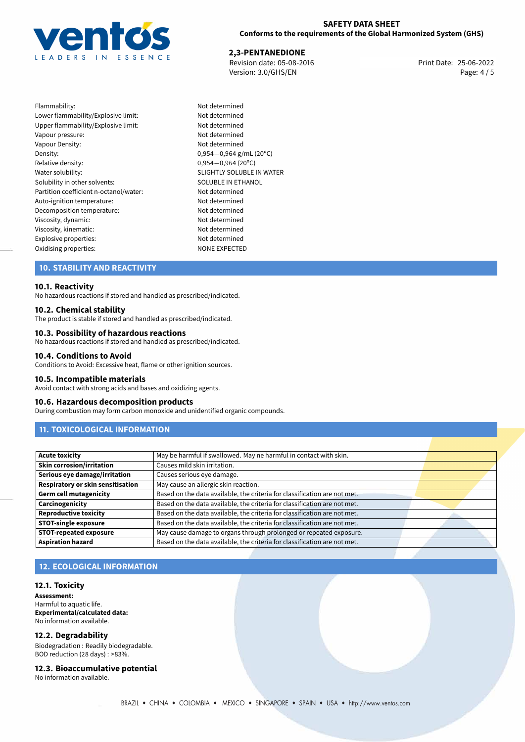| | |
|---|---|
| Flammability: | Not determined |
| Lower flammability/Explosive limit: | Not determined |
| Upper flammability/Explosive limit: | Not determined |
| Vapour pressure: | Not determined |
| Vapour Density: | Not determined |
| Density: | 0,954−0,964 g/mL (20°C) |
| Relative density: | 0,954−0,964 (20°C) |
| Water solubility: | SLIGHTLY SOLUBLE IN WATER |
| Solubility in other solvents: | SOLUBLE IN ETHANOL |
| Partition coefficient n-octanol/water: | Not determined |
| Auto-ignition temperature: | Not determined |
| Decomposition temperature: | Not determined |
| Viscosity, dynamic: | Not determined |
| Viscosity, kinematic: | Not determined |
| Explosive properties: | Not determined |
| Oxidising properties: | NONE EXPECTED |

## 10. STABILITY AND REACTIVITY

### 10.1. Reactivity
No hazardous reactions if stored and handled as prescribed/indicated.

### 10.2. Chemical stability
The product is stable if stored and handled as prescribed/indicated.

### 10.3. Possibility of hazardous reactions
No hazardous reactions if stored and handled as prescribed/indicated.

### 10.4. Conditions to Avoid
Conditions to Avoid: Excessive heat, flame or other ignition sources.

### 10.5. Incompatible materials
Avoid contact with strong acids and bases and oxidizing agents.

### 10.6. Hazardous decomposition products
During combustion may form carbon monoxide and unidentified organic compounds.

## 11. TOXICOLOGICAL INFORMATION

| | |
|---|---|
| **Acute toxicity** | May be harmful if swallowed. May ne harmful in contact with skin. |
| **Skin corrosion/irritation** | Causes mild skin irritation. |
| **Serious eye damage/irritation** | Causes serious eye damage. |
| **Respiratory or skin sensitisation** | May cause an allergic skin reaction. |
| **Germ cell mutagenicity** | Based on the data available, the criteria for classification are not met. |
| **Carcinogenicity** | Based on the data available, the criteria for classification are not met. |
| **Reproductive toxicity** | Based on the data available, the criteria for classification are not met. |
| **STOT-single exposure** | Based on the data available, the criteria for classification are not met. |
| **STOT-repeated exposure** | May cause damage to organs through prolonged or repeated exposure. |
| **Aspiration hazard** | Based on the data available, the criteria for classification are not met. |

## 12. ECOLOGICAL INFORMATION

### 12.1. Toxicity
**Assessment:**
Harmful to aquatic life.
**Experimental/calculated data:**
No information available.

### 12.2. Degradability
Biodegradation : Readily biodegradable.
BOD reduction (28 days) : >83%.

### 12.3. Bioaccumulative potential
No information available.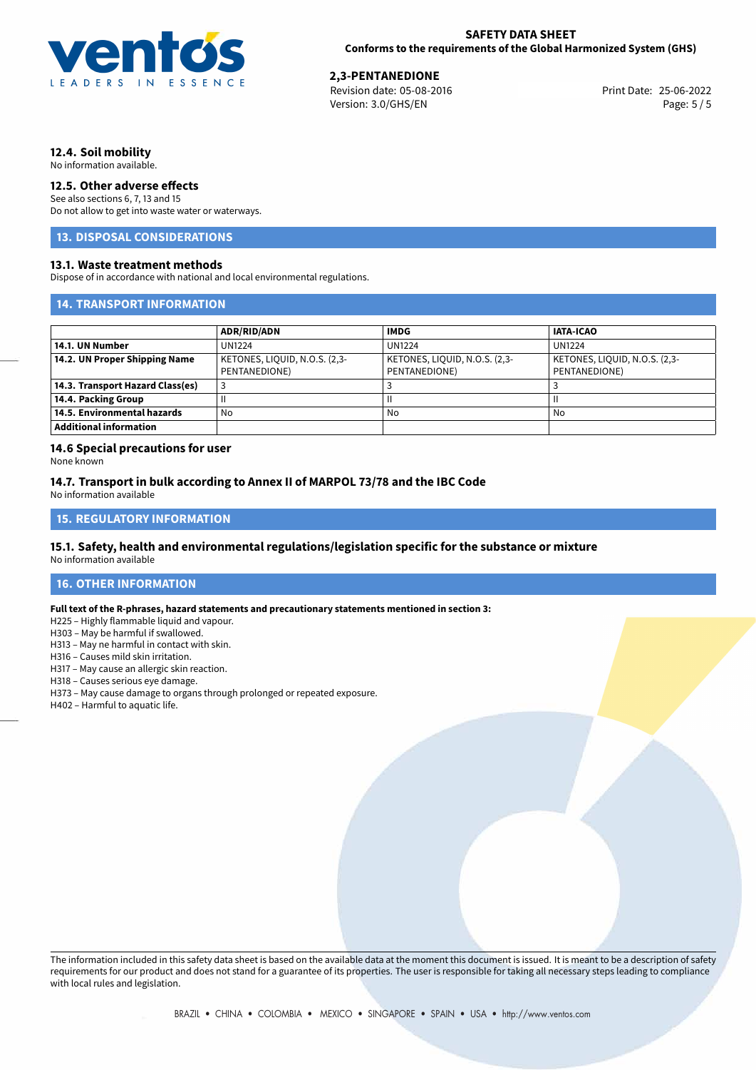### 12.4. Soil mobility

No information available.

### 12.5. Other adverse effects

See also sections 6, 7, 13 and 15

Do not allow to get into waste water or waterways.

## 13. DISPOSAL CONSIDERATIONS

### 13.1. Waste treatment methods

Dispose of in accordance with national and local environmental regulations.

## 14. TRANSPORT INFORMATION

| | ADR/RID/ADN | IMDG | IATA-ICAO |
|---|---|---|---|
| **14.1. UN Number** | UN1224 | UN1224 | UN1224 |
| **14.2. UN Proper Shipping Name** | KETONES, LIQUID, N.O.S. (2,3-PENTANEDIONE) | KETONES, LIQUID, N.O.S. (2,3-PENTANEDIONE) | KETONES, LIQUID, N.O.S. (2,3-PENTANEDIONE) |
| **14.3. Transport Hazard Class(es)** | 3 | 3 | 3 |
| **14.4. Packing Group** | II | II | II |
| **14.5. Environmental hazards** | No | No | No |
| **Additional information** | | | |

### 14.6 Special precautions for user

None known

### 14.7. Transport in bulk according to Annex II of MARPOL 73/78 and the IBC Code

No information available

## 15. REGULATORY INFORMATION

### 15.1. Safety, health and environmental regulations/legislation specific for the substance or mixture

No information available

## 16. OTHER INFORMATION

**Full text of the R-phrases, hazard statements and precautionary statements mentioned in section 3:**

H225 – Highly flammable liquid and vapour.
H303 – May be harmful if swallowed.
H313 – May ne harmful in contact with skin.
H316 – Causes mild skin irritation.
H317 – May cause an allergic skin reaction.
H318 – Causes serious eye damage.
H373 – May cause damage to organs through prolonged or repeated exposure.
H402 – Harmful to aquatic life.

The information included in this safety data sheet is based on the available data at the moment this document is issued. It is meant to be a description of safety requirements for our product and does not stand for a guarantee of its properties. The user is responsible for taking all necessary steps leading to compliance with local rules and legislation.